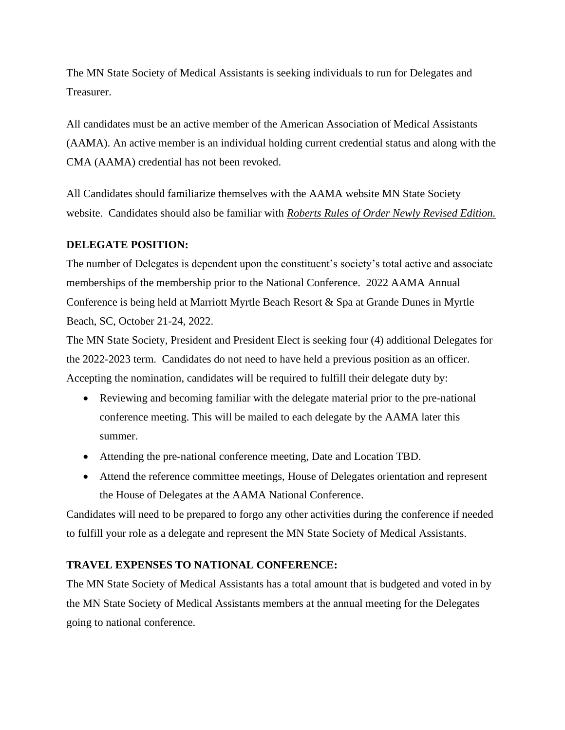The MN State Society of Medical Assistants is seeking individuals to run for Delegates and Treasurer.

All candidates must be an active member of the American Association of Medical Assistants (AAMA). An active member is an individual holding current credential status and along with the CMA (AAMA) credential has not been revoked.

All Candidates should familiarize themselves with the AAMA website MN State Society website. Candidates should also be familiar with ***Roberts Rules of Order Newly Revised Edition.***

**DELEGATE POSITION:**

The number of Delegates is dependent upon the constituent's society's total active and associate memberships of the membership prior to the National Conference. 2022 AAMA Annual Conference is being held at Marriott Myrtle Beach Resort & Spa at Grande Dunes in Myrtle Beach, SC, October 21-24, 2022.

The MN State Society, President and President Elect is seeking four (4) additional Delegates for the 2022-2023 term. Candidates do not need to have held a previous position as an officer. Accepting the nomination, candidates will be required to fulfill their delegate duty by:

- Reviewing and becoming familiar with the delegate material prior to the pre-national conference meeting. This will be mailed to each delegate by the AAMA later this summer.
- Attending the pre-national conference meeting, Date and Location TBD.
- Attend the reference committee meetings, House of Delegates orientation and represent the House of Delegates at the AAMA National Conference.

Candidates will need to be prepared to forgo any other activities during the conference if needed to fulfill your role as a delegate and represent the MN State Society of Medical Assistants.

**TRAVEL EXPENSES TO NATIONAL CONFERENCE:**

The MN State Society of Medical Assistants has a total amount that is budgeted and voted in by the MN State Society of Medical Assistants members at the annual meeting for the Delegates going to national conference.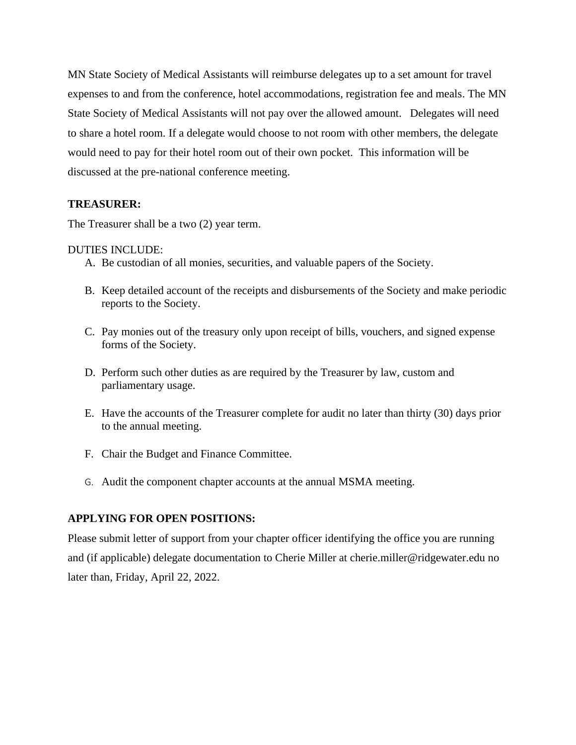MN State Society of Medical Assistants will reimburse delegates up to a set amount for travel expenses to and from the conference, hotel accommodations, registration fee and meals. The MN State Society of Medical Assistants will not pay over the allowed amount. Delegates will need to share a hotel room. If a delegate would choose to not room with other members, the delegate would need to pay for their hotel room out of their own pocket. This information will be discussed at the pre-national conference meeting.

**TREASURER:**

The Treasurer shall be a two (2) year term.

DUTIES INCLUDE:

A. Be custodian of all monies, securities, and valuable papers of the Society.

B. Keep detailed account of the receipts and disbursements of the Society and make periodic reports to the Society.

C. Pay monies out of the treasury only upon receipt of bills, vouchers, and signed expense forms of the Society.

D. Perform such other duties as are required by the Treasurer by law, custom and parliamentary usage.

E. Have the accounts of the Treasurer complete for audit no later than thirty (30) days prior to the annual meeting.

F. Chair the Budget and Finance Committee.

G. Audit the component chapter accounts at the annual MSMA meeting.

**APPLYING FOR OPEN POSITIONS:**

Please submit letter of support from your chapter officer identifying the office you are running and (if applicable) delegate documentation to Cherie Miller at cherie.miller@ridgewater.edu no later than, Friday, April 22, 2022.